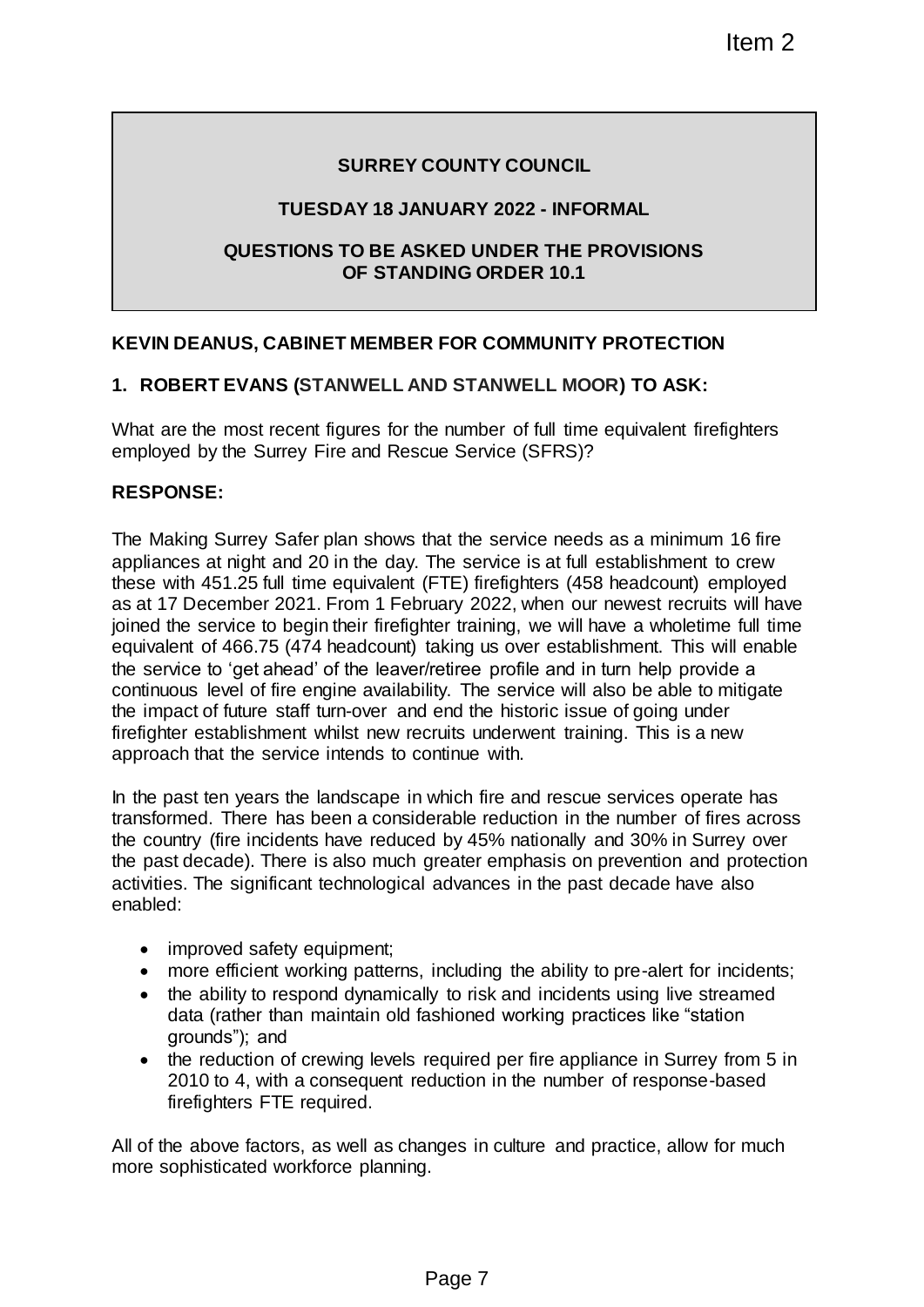Item 2

**SURREY COUNTY COUNCIL**

**TUESDAY 18 JANUARY 2022 - INFORMAL**

**QUESTIONS TO BE ASKED UNDER THE PROVISIONS OF STANDING ORDER 10.1**

**KEVIN DEANUS, CABINET MEMBER FOR COMMUNITY PROTECTION**

**1. ROBERT EVANS (STANWELL AND STANWELL MOOR) TO ASK:**

What are the most recent figures for the number of full time equivalent firefighters employed by the Surrey Fire and Rescue Service (SFRS)?

**RESPONSE:**

The Making Surrey Safer plan shows that the service needs as a minimum 16 fire appliances at night and 20 in the day. The service is at full establishment to crew these with 451.25 full time equivalent (FTE) firefighters (458 headcount) employed as at 17 December 2021. From 1 February 2022, when our newest recruits will have joined the service to begin their firefighter training, we will have a wholetime full time equivalent of 466.75 (474 headcount) taking us over establishment. This will enable the service to 'get ahead' of the leaver/retiree profile and in turn help provide a continuous level of fire engine availability. The service will also be able to mitigate the impact of future staff turn-over and end the historic issue of going under firefighter establishment whilst new recruits underwent training. This is a new approach that the service intends to continue with.

In the past ten years the landscape in which fire and rescue services operate has transformed. There has been a considerable reduction in the number of fires across the country (fire incidents have reduced by 45% nationally and 30% in Surrey over the past decade). There is also much greater emphasis on prevention and protection activities. The significant technological advances in the past decade have also enabled:

- improved safety equipment;
- more efficient working patterns, including the ability to pre-alert for incidents;
- the ability to respond dynamically to risk and incidents using live streamed data (rather than maintain old fashioned working practices like "station grounds"); and
- the reduction of crewing levels required per fire appliance in Surrey from 5 in 2010 to 4, with a consequent reduction in the number of response-based firefighters FTE required.

All of the above factors, as well as changes in culture and practice, allow for much more sophisticated workforce planning.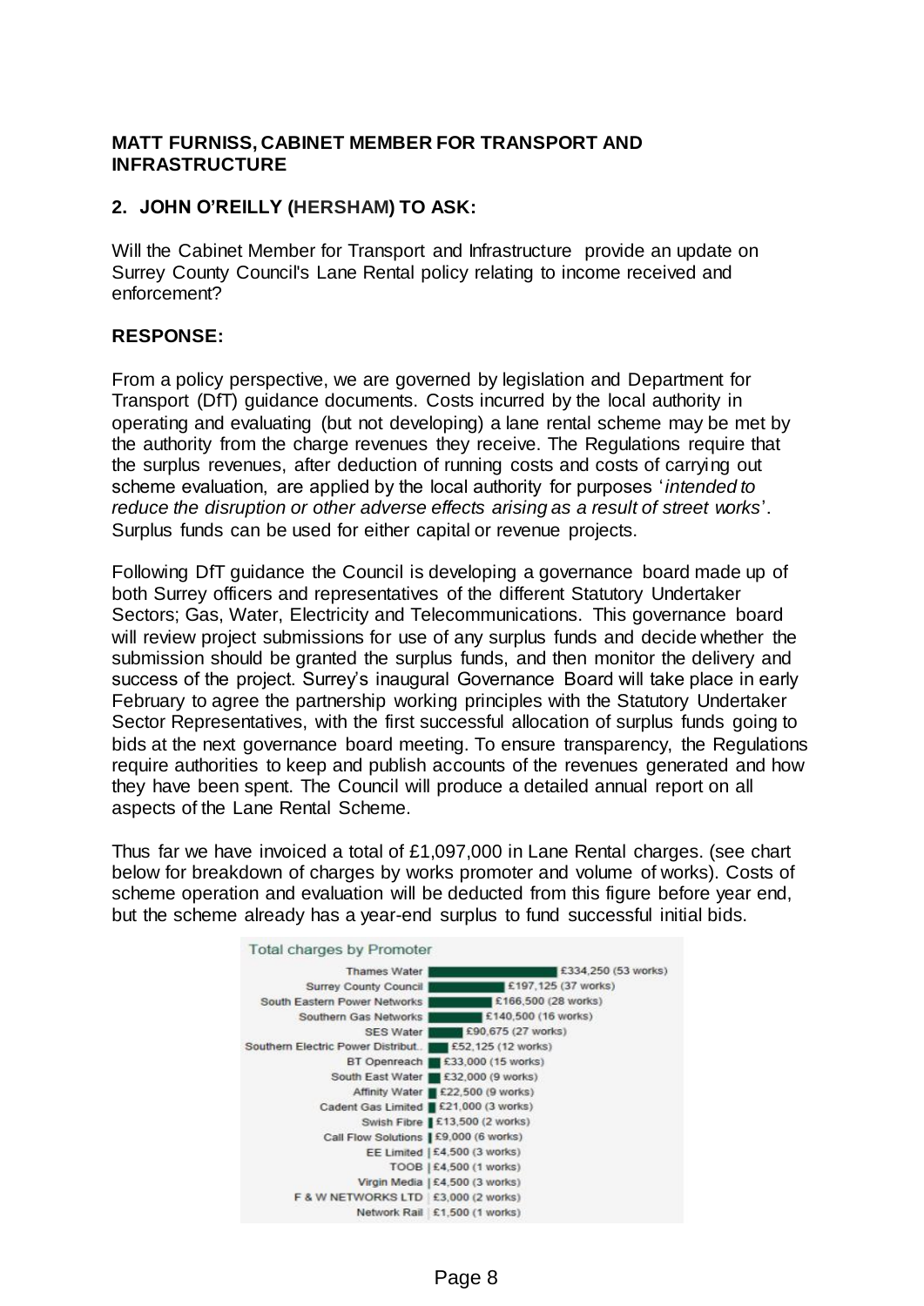**MATT FURNISS, CABINET MEMBER FOR TRANSPORT AND INFRASTRUCTURE**

**2. JOHN O'REILLY (HERSHAM) TO ASK:**

Will the Cabinet Member for Transport and Infrastructure provide an update on Surrey County Council's Lane Rental policy relating to income received and enforcement?

**RESPONSE:**

From a policy perspective, we are governed by legislation and Department for Transport (DfT) guidance documents. Costs incurred by the local authority in operating and evaluating (but not developing) a lane rental scheme may be met by the authority from the charge revenues they receive. The Regulations require that the surplus revenues, after deduction of running costs and costs of carrying out scheme evaluation, are applied by the local authority for purposes '*intended to reduce the disruption or other adverse effects arising as a result of street works*'. Surplus funds can be used for either capital or revenue projects.

Following DfT guidance the Council is developing a governance board made up of both Surrey officers and representatives of the different Statutory Undertaker Sectors; Gas, Water, Electricity and Telecommunications. This governance board will review project submissions for use of any surplus funds and decide whether the submission should be granted the surplus funds, and then monitor the delivery and success of the project. Surrey's inaugural Governance Board will take place in early February to agree the partnership working principles with the Statutory Undertaker Sector Representatives, with the first successful allocation of surplus funds going to bids at the next governance board meeting. To ensure transparency, the Regulations require authorities to keep and publish accounts of the revenues generated and how they have been spent. The Council will produce a detailed annual report on all aspects of the Lane Rental Scheme.

Thus far we have invoiced a total of £1,097,000 in Lane Rental charges. (see chart below for breakdown of charges by works promoter and volume of works). Costs of scheme operation and evaluation will be deducted from this figure before year end, but the scheme already has a year-end surplus to fund successful initial bids.

Total charges by Promoter

| Promoter | Charges |
| --- | --- |
| Thames Water | £334,250 (53 works) |
| Surrey County Council | £197,125 (37 works) |
| South Eastern Power Networks | £166,500 (28 works) |
| Southern Gas Networks | £140,500 (16 works) |
| SES Water | £90,675 (27 works) |
| Southern Electric Power Distribut.. | £52,125 (12 works) |
| BT Openreach | £33,000 (15 works) |
| South East Water | £32,000 (9 works) |
| Affinity Water | £22,500 (9 works) |
| Cadent Gas Limited | £21,000 (3 works) |
| Swish Fibre | £13,500 (2 works) |
| Call Flow Solutions | £9,000 (6 works) |
| EE Limited | £4,500 (3 works) |
| TOOB | £4,500 (1 works) |
| Virgin Media | £4,500 (3 works) |
| F & W NETWORKS LTD | £3,000 (2 works) |
| Network Rail | £1,500 (1 works) |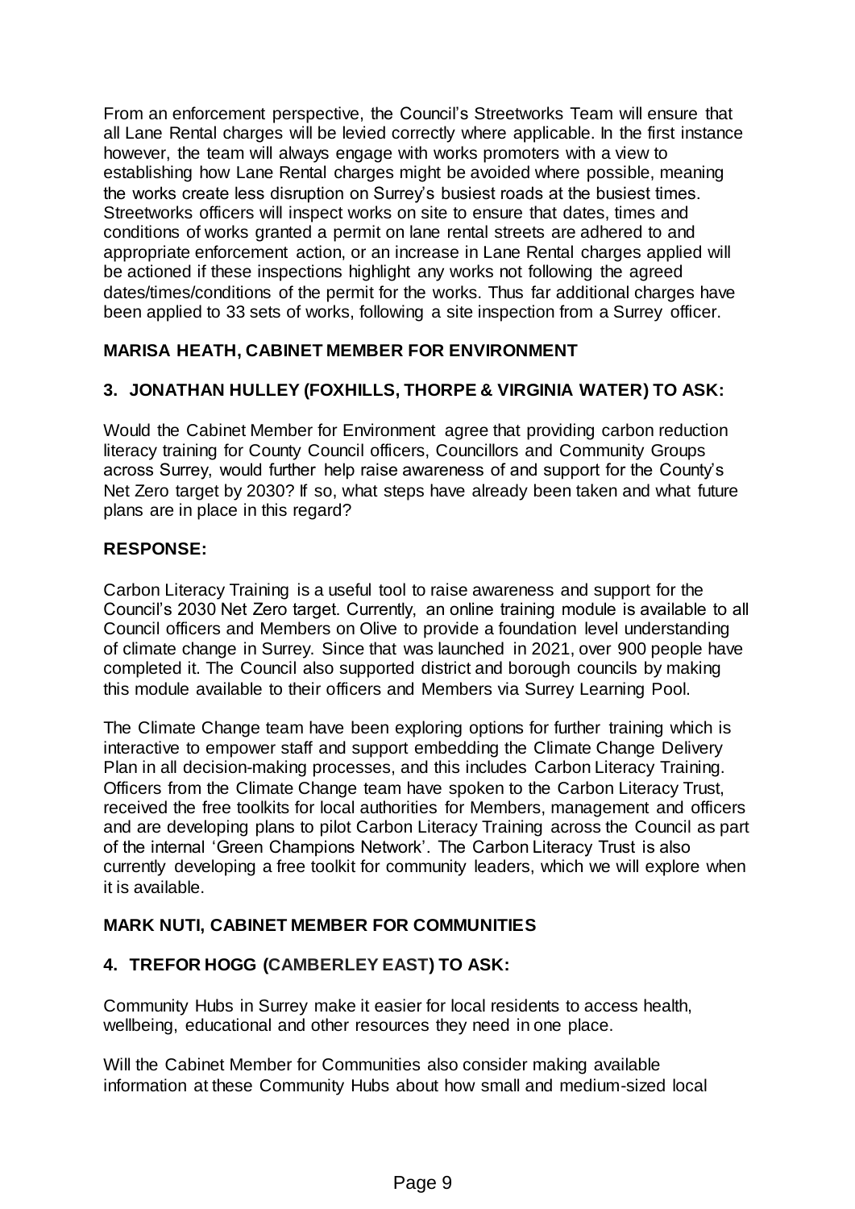From an enforcement perspective, the Council's Streetworks Team will ensure that all Lane Rental charges will be levied correctly where applicable. In the first instance however, the team will always engage with works promoters with a view to establishing how Lane Rental charges might be avoided where possible, meaning the works create less disruption on Surrey's busiest roads at the busiest times. Streetworks officers will inspect works on site to ensure that dates, times and conditions of works granted a permit on lane rental streets are adhered to and appropriate enforcement action, or an increase in Lane Rental charges applied will be actioned if these inspections highlight any works not following the agreed dates/times/conditions of the permit for the works. Thus far additional charges have been applied to 33 sets of works, following a site inspection from a Surrey officer.

**MARISA HEATH, CABINET MEMBER FOR ENVIRONMENT**

**3. JONATHAN HULLEY (FOXHILLS, THORPE & VIRGINIA WATER) TO ASK:**

Would the Cabinet Member for Environment agree that providing carbon reduction literacy training for County Council officers, Councillors and Community Groups across Surrey, would further help raise awareness of and support for the County's Net Zero target by 2030? If so, what steps have already been taken and what future plans are in place in this regard?

**RESPONSE:**

Carbon Literacy Training is a useful tool to raise awareness and support for the Council's 2030 Net Zero target. Currently, an online training module is available to all Council officers and Members on Olive to provide a foundation level understanding of climate change in Surrey. Since that was launched in 2021, over 900 people have completed it. The Council also supported district and borough councils by making this module available to their officers and Members via Surrey Learning Pool.

The Climate Change team have been exploring options for further training which is interactive to empower staff and support embedding the Climate Change Delivery Plan in all decision-making processes, and this includes Carbon Literacy Training. Officers from the Climate Change team have spoken to the Carbon Literacy Trust, received the free toolkits for local authorities for Members, management and officers and are developing plans to pilot Carbon Literacy Training across the Council as part of the internal 'Green Champions Network'. The Carbon Literacy Trust is also currently developing a free toolkit for community leaders, which we will explore when it is available.

**MARK NUTI, CABINET MEMBER FOR COMMUNITIES**

**4. TREFOR HOGG (CAMBERLEY EAST) TO ASK:**

Community Hubs in Surrey make it easier for local residents to access health, wellbeing, educational and other resources they need in one place.

Will the Cabinet Member for Communities also consider making available information at these Community Hubs about how small and medium-sized local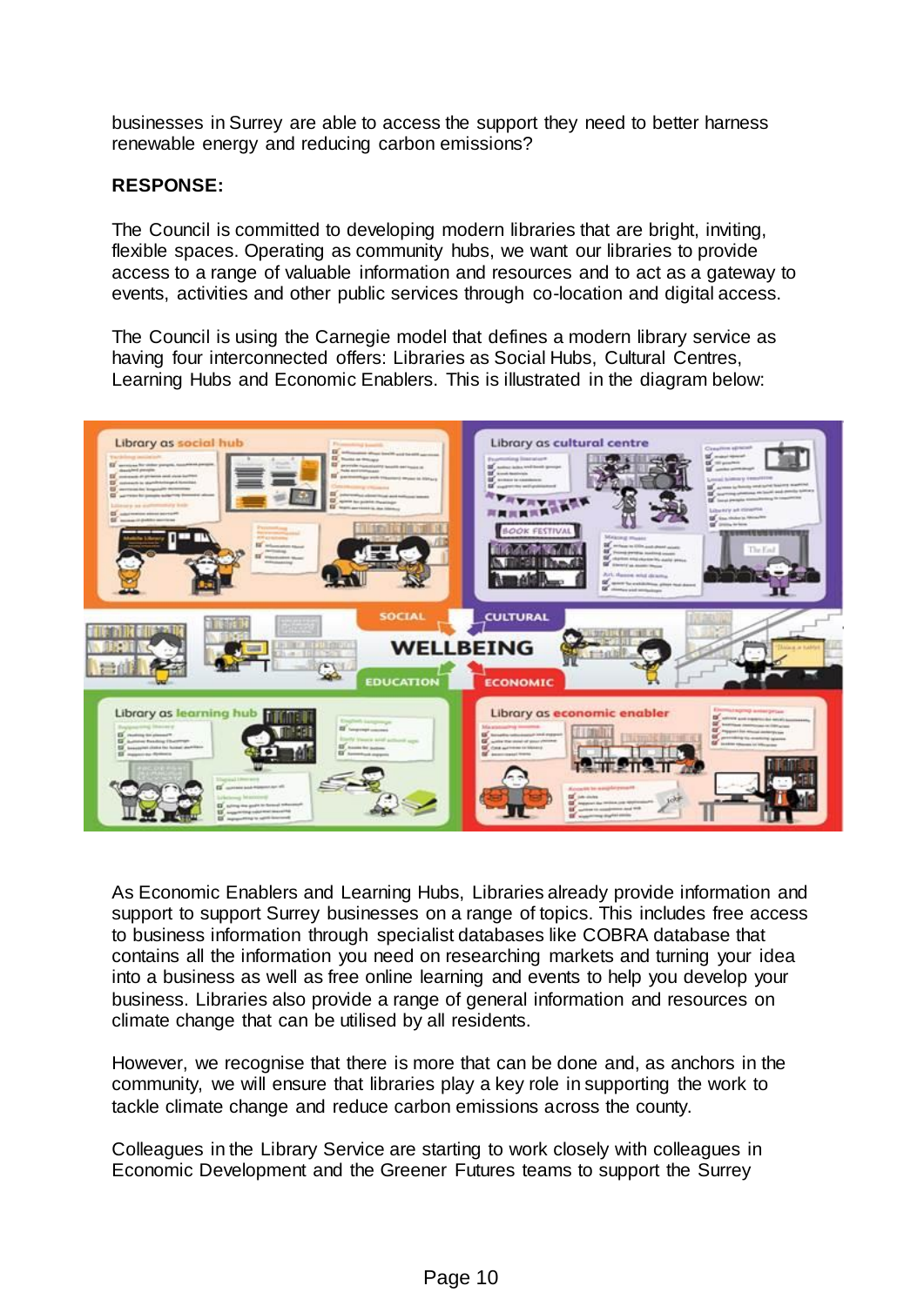businesses in Surrey are able to access the support they need to better harness renewable energy and reducing carbon emissions?

**RESPONSE:**

The Council is committed to developing modern libraries that are bright, inviting, flexible spaces. Operating as community hubs, we want our libraries to provide access to a range of valuable information and resources and to act as a gateway to events, activities and other public services through co-location and digital access.

The Council is using the Carnegie model that defines a modern library service as having four interconnected offers: Libraries as Social Hubs, Cultural Centres, Learning Hubs and Economic Enablers. This is illustrated in the diagram below:

As Economic Enablers and Learning Hubs, Libraries already provide information and support to support Surrey businesses on a range of topics. This includes free access to business information through specialist databases like COBRA database that contains all the information you need on researching markets and turning your idea into a business as well as free online learning and events to help you develop your business. Libraries also provide a range of general information and resources on climate change that can be utilised by all residents.

However, we recognise that there is more that can be done and, as anchors in the community, we will ensure that libraries play a key role in supporting the work to tackle climate change and reduce carbon emissions across the county.

Colleagues in the Library Service are starting to work closely with colleagues in Economic Development and the Greener Futures teams to support the Surrey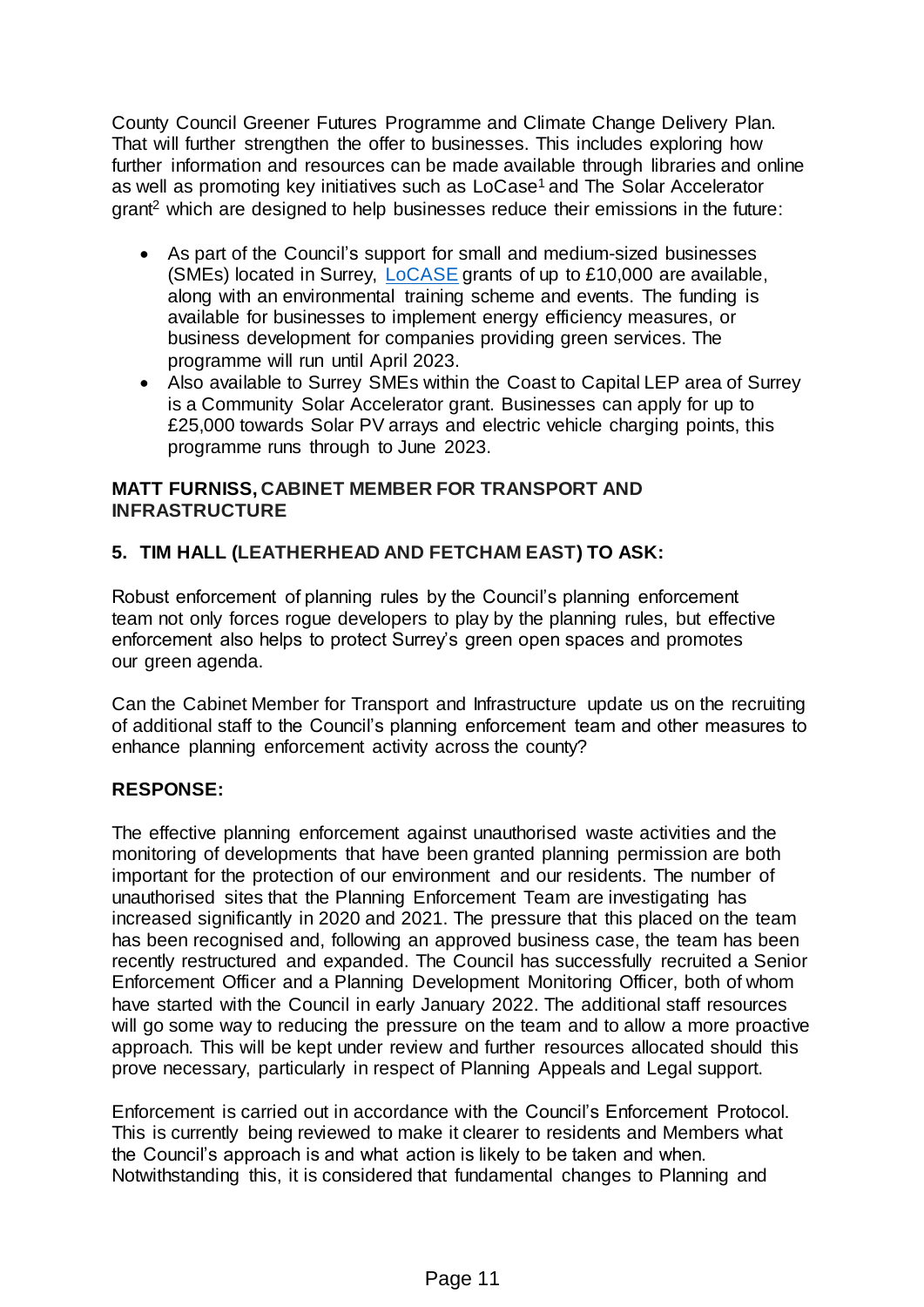County Council Greener Futures Programme and Climate Change Delivery Plan. That will further strengthen the offer to businesses. This includes exploring how further information and resources can be made available through libraries and online as well as promoting key initiatives such as LoCase[1] and The Solar Accelerator grant[2] which are designed to help businesses reduce their emissions in the future:

- As part of the Council's support for small and medium-sized businesses (SMEs) located in Surrey, LoCASE grants of up to £10,000 are available, along with an environmental training scheme and events. The funding is available for businesses to implement energy efficiency measures, or business development for companies providing green services. The programme will run until April 2023.
- Also available to Surrey SMEs within the Coast to Capital LEP area of Surrey is a Community Solar Accelerator grant. Businesses can apply for up to £25,000 towards Solar PV arrays and electric vehicle charging points, this programme runs through to June 2023.

**MATT FURNISS, CABINET MEMBER FOR TRANSPORT AND INFRASTRUCTURE**

**5. TIM HALL (LEATHERHEAD AND FETCHAM EAST) TO ASK:**

Robust enforcement of planning rules by the Council's planning enforcement team not only forces rogue developers to play by the planning rules, but effective enforcement also helps to protect Surrey's green open spaces and promotes our green agenda.

Can the Cabinet Member for Transport and Infrastructure update us on the recruiting of additional staff to the Council's planning enforcement team and other measures to enhance planning enforcement activity across the county?

**RESPONSE:**

The effective planning enforcement against unauthorised waste activities and the monitoring of developments that have been granted planning permission are both important for the protection of our environment and our residents. The number of unauthorised sites that the Planning Enforcement Team are investigating has increased significantly in 2020 and 2021. The pressure that this placed on the team has been recognised and, following an approved business case, the team has been recently restructured and expanded. The Council has successfully recruited a Senior Enforcement Officer and a Planning Development Monitoring Officer, both of whom have started with the Council in early January 2022. The additional staff resources will go some way to reducing the pressure on the team and to allow a more proactive approach. This will be kept under review and further resources allocated should this prove necessary, particularly in respect of Planning Appeals and Legal support.

Enforcement is carried out in accordance with the Council's Enforcement Protocol. This is currently being reviewed to make it clearer to residents and Members what the Council's approach is and what action is likely to be taken and when. Notwithstanding this, it is considered that fundamental changes to Planning and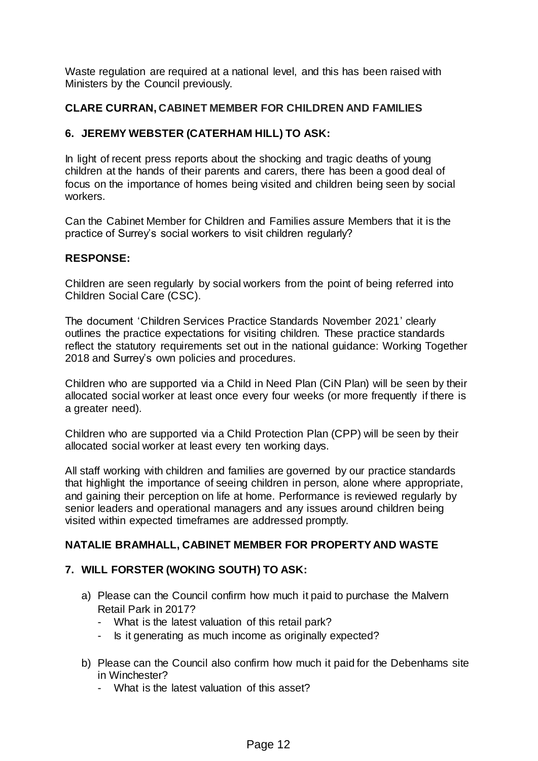Waste regulation are required at a national level, and this has been raised with Ministers by the Council previously.

**CLARE CURRAN, CABINET MEMBER FOR CHILDREN AND FAMILIES**

**6. JEREMY WEBSTER (CATERHAM HILL) TO ASK:**

In light of recent press reports about the shocking and tragic deaths of young children at the hands of their parents and carers, there has been a good deal of focus on the importance of homes being visited and children being seen by social workers.

Can the Cabinet Member for Children and Families assure Members that it is the practice of Surrey's social workers to visit children regularly?

**RESPONSE:**

Children are seen regularly by social workers from the point of being referred into Children Social Care (CSC).

The document 'Children Services Practice Standards November 2021' clearly outlines the practice expectations for visiting children. These practice standards reflect the statutory requirements set out in the national guidance: Working Together 2018 and Surrey's own policies and procedures.

Children who are supported via a Child in Need Plan (CiN Plan) will be seen by their allocated social worker at least once every four weeks (or more frequently if there is a greater need).

Children who are supported via a Child Protection Plan (CPP) will be seen by their allocated social worker at least every ten working days.

All staff working with children and families are governed by our practice standards that highlight the importance of seeing children in person, alone where appropriate, and gaining their perception on life at home. Performance is reviewed regularly by senior leaders and operational managers and any issues around children being visited within expected timeframes are addressed promptly.

**NATALIE BRAMHALL, CABINET MEMBER FOR PROPERTY AND WASTE**

**7. WILL FORSTER (WOKING SOUTH) TO ASK:**

a) Please can the Council confirm how much it paid to purchase the Malvern Retail Park in 2017?
   - What is the latest valuation of this retail park?
   - Is it generating as much income as originally expected?

b) Please can the Council also confirm how much it paid for the Debenhams site in Winchester?
   - What is the latest valuation of this asset?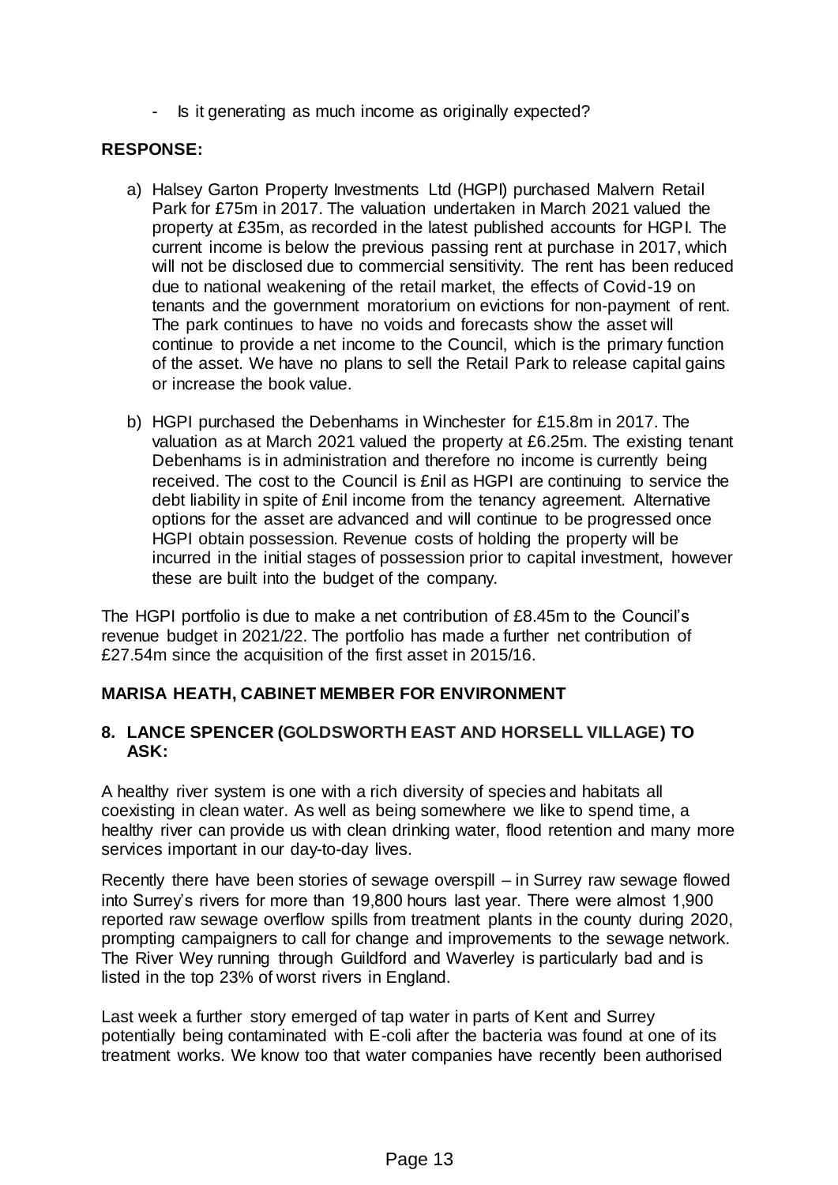- Is it generating as much income as originally expected?

**RESPONSE:**

a) Halsey Garton Property Investments Ltd (HGPI) purchased Malvern Retail Park for £75m in 2017. The valuation undertaken in March 2021 valued the property at £35m, as recorded in the latest published accounts for HGPI. The current income is below the previous passing rent at purchase in 2017, which will not be disclosed due to commercial sensitivity. The rent has been reduced due to national weakening of the retail market, the effects of Covid-19 on tenants and the government moratorium on evictions for non-payment of rent. The park continues to have no voids and forecasts show the asset will continue to provide a net income to the Council, which is the primary function of the asset. We have no plans to sell the Retail Park to release capital gains or increase the book value.

b) HGPI purchased the Debenhams in Winchester for £15.8m in 2017. The valuation as at March 2021 valued the property at £6.25m. The existing tenant Debenhams is in administration and therefore no income is currently being received. The cost to the Council is £nil as HGPI are continuing to service the debt liability in spite of £nil income from the tenancy agreement. Alternative options for the asset are advanced and will continue to be progressed once HGPI obtain possession. Revenue costs of holding the property will be incurred in the initial stages of possession prior to capital investment, however these are built into the budget of the company.

The HGPI portfolio is due to make a net contribution of £8.45m to the Council's revenue budget in 2021/22. The portfolio has made a further net contribution of £27.54m since the acquisition of the first asset in 2015/16.

**MARISA HEATH, CABINET MEMBER FOR ENVIRONMENT**

**8. LANCE SPENCER (GOLDSWORTH EAST AND HORSELL VILLAGE) TO ASK:**

A healthy river system is one with a rich diversity of species and habitats all coexisting in clean water. As well as being somewhere we like to spend time, a healthy river can provide us with clean drinking water, flood retention and many more services important in our day-to-day lives.

Recently there have been stories of sewage overspill – in Surrey raw sewage flowed into Surrey's rivers for more than 19,800 hours last year. There were almost 1,900 reported raw sewage overflow spills from treatment plants in the county during 2020, prompting campaigners to call for change and improvements to the sewage network. The River Wey running through Guildford and Waverley is particularly bad and is listed in the top 23% of worst rivers in England.

Last week a further story emerged of tap water in parts of Kent and Surrey potentially being contaminated with E-coli after the bacteria was found at one of its treatment works. We know too that water companies have recently been authorised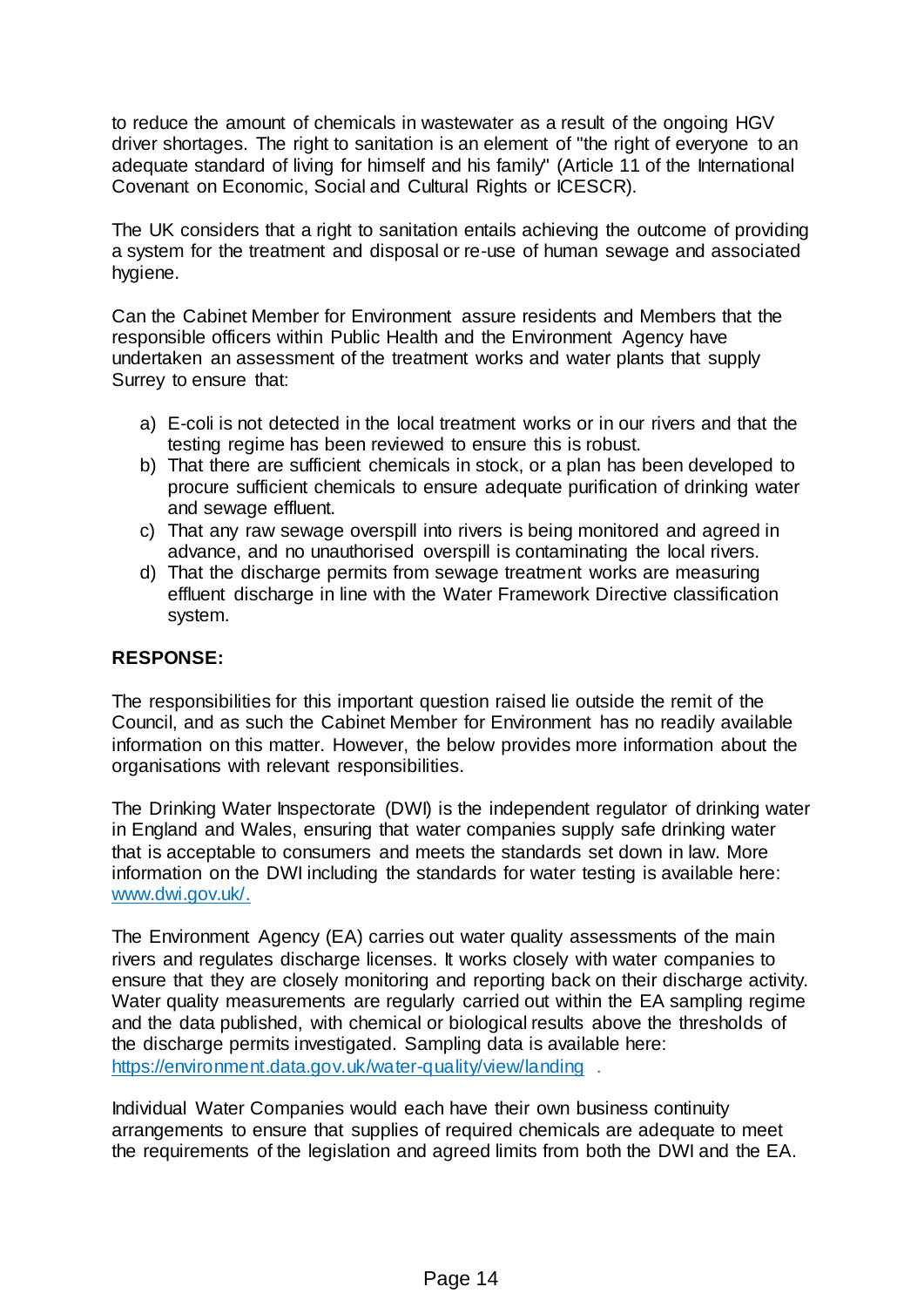to reduce the amount of chemicals in wastewater as a result of the ongoing HGV driver shortages. The right to sanitation is an element of "the right of everyone to an adequate standard of living for himself and his family" (Article 11 of the International Covenant on Economic, Social and Cultural Rights or ICESCR).

The UK considers that a right to sanitation entails achieving the outcome of providing a system for the treatment and disposal or re-use of human sewage and associated hygiene.

Can the Cabinet Member for Environment assure residents and Members that the responsible officers within Public Health and the Environment Agency have undertaken an assessment of the treatment works and water plants that supply Surrey to ensure that:

a) E-coli is not detected in the local treatment works or in our rivers and that the testing regime has been reviewed to ensure this is robust.
b) That there are sufficient chemicals in stock, or a plan has been developed to procure sufficient chemicals to ensure adequate purification of drinking water and sewage effluent.
c) That any raw sewage overspill into rivers is being monitored and agreed in advance, and no unauthorised overspill is contaminating the local rivers.
d) That the discharge permits from sewage treatment works are measuring effluent discharge in line with the Water Framework Directive classification system.

**RESPONSE:**

The responsibilities for this important question raised lie outside the remit of the Council, and as such the Cabinet Member for Environment has no readily available information on this matter. However, the below provides more information about the organisations with relevant responsibilities.

The Drinking Water Inspectorate (DWI) is the independent regulator of drinking water in England and Wales, ensuring that water companies supply safe drinking water that is acceptable to consumers and meets the standards set down in law. More information on the DWI including the standards for water testing is available here: [www.dwi.gov.uk/.](www.dwi.gov.uk/)

The Environment Agency (EA) carries out water quality assessments of the main rivers and regulates discharge licenses. It works closely with water companies to ensure that they are closely monitoring and reporting back on their discharge activity. Water quality measurements are regularly carried out within the EA sampling regime and the data published, with chemical or biological results above the thresholds of the discharge permits investigated. Sampling data is available here: [https://environment.data.gov.uk/water-quality/view/landing](https://environment.data.gov.uk/water-quality/view/landing) .

Individual Water Companies would each have their own business continuity arrangements to ensure that supplies of required chemicals are adequate to meet the requirements of the legislation and agreed limits from both the DWI and the EA.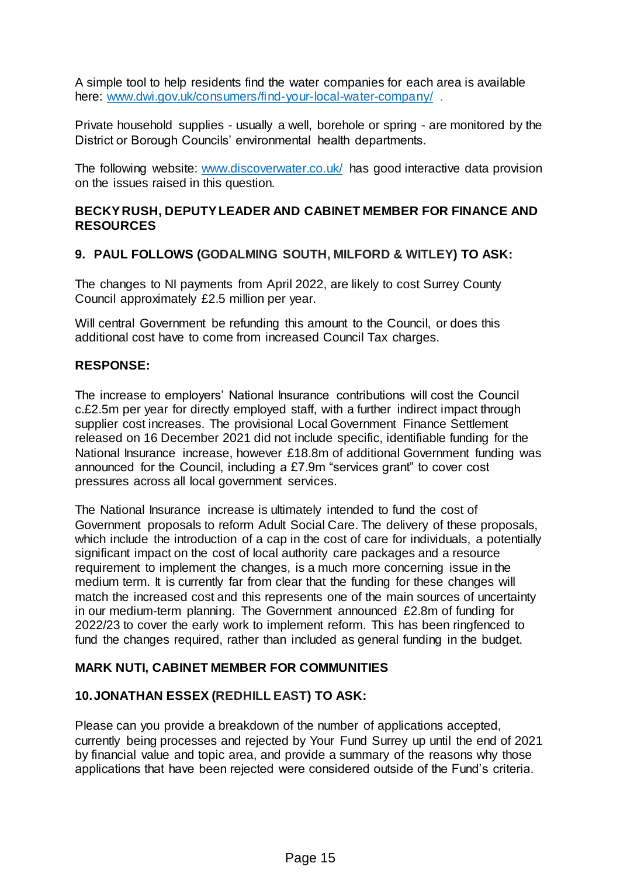A simple tool to help residents find the water companies for each area is available here: [www.dwi.gov.uk/consumers/find-your-local-water-company/](http://www.dwi.gov.uk/consumers/find-your-local-water-company/) .

Private household supplies - usually a well, borehole or spring - are monitored by the District or Borough Councils' environmental health departments.

The following website: [www.discoverwater.co.uk/](http://www.discoverwater.co.uk/) has good interactive data provision on the issues raised in this question.

**BECKY RUSH, DEPUTY LEADER AND CABINET MEMBER FOR FINANCE AND RESOURCES**

**9. PAUL FOLLOWS (GODALMING SOUTH, MILFORD & WITLEY) TO ASK:**

The changes to NI payments from April 2022, are likely to cost Surrey County Council approximately £2.5 million per year.

Will central Government be refunding this amount to the Council, or does this additional cost have to come from increased Council Tax charges.

**RESPONSE:**

The increase to employers' National Insurance contributions will cost the Council c.£2.5m per year for directly employed staff, with a further indirect impact through supplier cost increases. The provisional Local Government Finance Settlement released on 16 December 2021 did not include specific, identifiable funding for the National Insurance increase, however £18.8m of additional Government funding was announced for the Council, including a £7.9m "services grant" to cover cost pressures across all local government services.

The National Insurance increase is ultimately intended to fund the cost of Government proposals to reform Adult Social Care. The delivery of these proposals, which include the introduction of a cap in the cost of care for individuals, a potentially significant impact on the cost of local authority care packages and a resource requirement to implement the changes, is a much more concerning issue in the medium term. It is currently far from clear that the funding for these changes will match the increased cost and this represents one of the main sources of uncertainty in our medium-term planning. The Government announced £2.8m of funding for 2022/23 to cover the early work to implement reform. This has been ringfenced to fund the changes required, rather than included as general funding in the budget.

**MARK NUTI, CABINET MEMBER FOR COMMUNITIES**

**10. JONATHAN ESSEX (REDHILL EAST) TO ASK:**

Please can you provide a breakdown of the number of applications accepted, currently being processes and rejected by Your Fund Surrey up until the end of 2021 by financial value and topic area, and provide a summary of the reasons why those applications that have been rejected were considered outside of the Fund's criteria.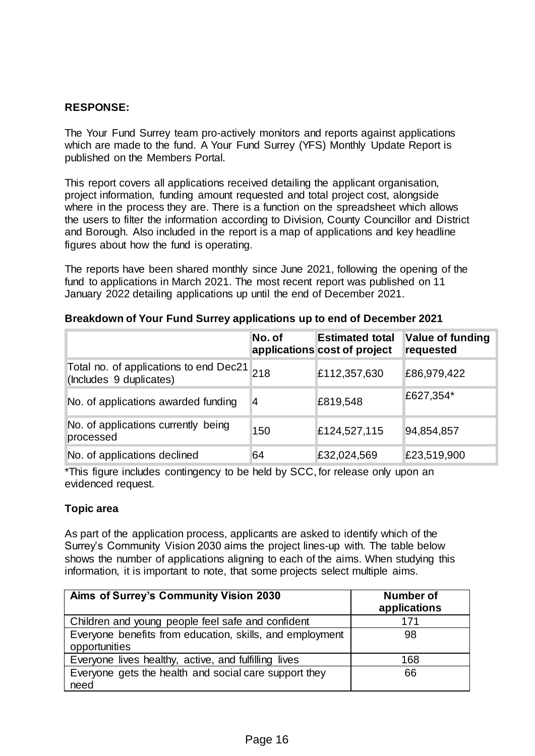**RESPONSE:**

The Your Fund Surrey team pro-actively monitors and reports against applications which are made to the fund. A Your Fund Surrey (YFS) Monthly Update Report is published on the Members Portal.

This report covers all applications received detailing the applicant organisation, project information, funding amount requested and total project cost, alongside where in the process they are. There is a function on the spreadsheet which allows the users to filter the information according to Division, County Councillor and District and Borough. Also included in the report is a map of applications and key headline figures about how the fund is operating.

The reports have been shared monthly since June 2021, following the opening of the fund to applications in March 2021. The most recent report was published on 11 January 2022 detailing applications up until the end of December 2021.

**Breakdown of Your Fund Surrey applications up to end of December 2021**

| | No. of applications | Estimated total cost of project | Value of funding requested |
|---|---|---|---|
| Total no. of applications to end Dec21 (Includes 9 duplicates) | 218 | £112,357,630 | £86,979,422 |
| No. of applications awarded funding | 4 | £819,548 | £627,354* |
| No. of applications currently being processed | 150 | £124,527,115 | 94,854,857 |
| No. of applications declined | 64 | £32,024,569 | £23,519,900 |

*This figure includes contingency to be held by SCC, for release only upon an evidenced request.

**Topic area**

As part of the application process, applicants are asked to identify which of the Surrey's Community Vision 2030 aims the project lines-up with. The table below shows the number of applications aligning to each of the aims. When studying this information, it is important to note, that some projects select multiple aims.

| Aims of Surrey's Community Vision 2030 | Number of applications |
|---|---|
| Children and young people feel safe and confident | 171 |
| Everyone benefits from education, skills, and employment opportunities | 98 |
| Everyone lives healthy, active, and fulfilling lives | 168 |
| Everyone gets the health and social care support they need | 66 |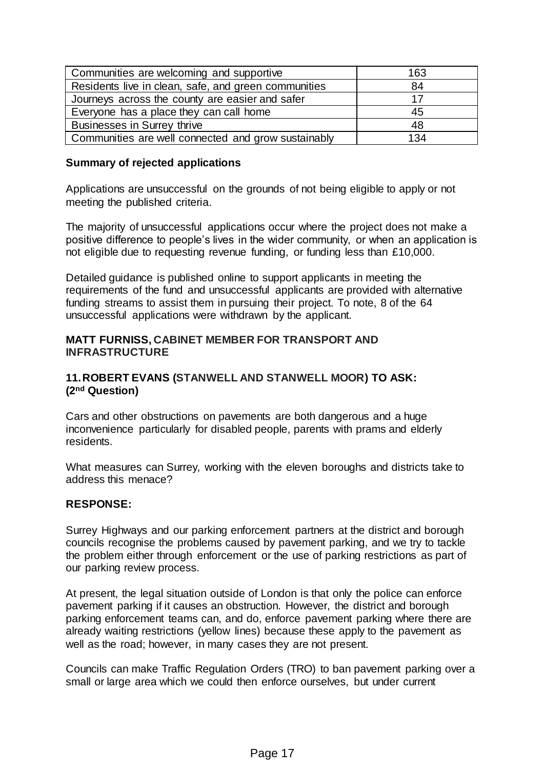| Communities are welcoming and supportive | 163 |
| --- | --- |
| Residents live in clean, safe, and green communities | 84 |
| Journeys across the county are easier and safer | 17 |
| Everyone has a place they can call home | 45 |
| Businesses in Surrey thrive | 48 |
| Communities are well connected and grow sustainably | 134 |

**Summary of rejected applications**

Applications are unsuccessful on the grounds of not being eligible to apply or not meeting the published criteria.

The majority of unsuccessful applications occur where the project does not make a positive difference to people's lives in the wider community, or when an application is not eligible due to requesting revenue funding, or funding less than £10,000.

Detailed guidance is published online to support applicants in meeting the requirements of the fund and unsuccessful applicants are provided with alternative funding streams to assist them in pursuing their project. To note, 8 of the 64 unsuccessful applications were withdrawn by the applicant.

**MATT FURNISS, CABINET MEMBER FOR TRANSPORT AND INFRASTRUCTURE**

**11. ROBERT EVANS (STANWELL AND STANWELL MOOR) TO ASK: (2nd Question)**

Cars and other obstructions on pavements are both dangerous and a huge inconvenience particularly for disabled people, parents with prams and elderly residents.

What measures can Surrey, working with the eleven boroughs and districts take to address this menace?

**RESPONSE:**

Surrey Highways and our parking enforcement partners at the district and borough councils recognise the problems caused by pavement parking, and we try to tackle the problem either through enforcement or the use of parking restrictions as part of our parking review process.

At present, the legal situation outside of London is that only the police can enforce pavement parking if it causes an obstruction. However, the district and borough parking enforcement teams can, and do, enforce pavement parking where there are already waiting restrictions (yellow lines) because these apply to the pavement as well as the road; however, in many cases they are not present.

Councils can make Traffic Regulation Orders (TRO) to ban pavement parking over a small or large area which we could then enforce ourselves, but under current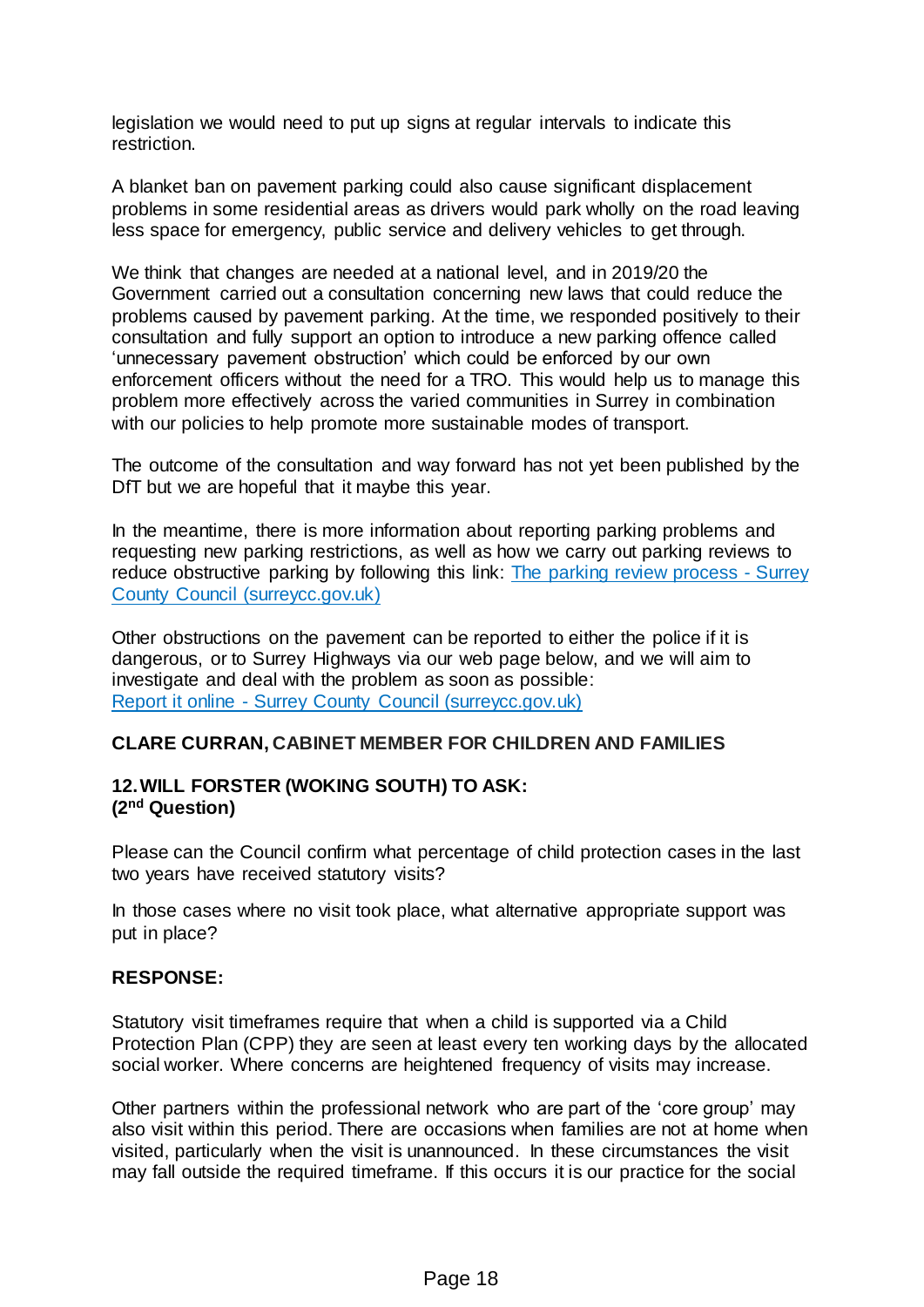legislation we would need to put up signs at regular intervals to indicate this restriction.

A blanket ban on pavement parking could also cause significant displacement problems in some residential areas as drivers would park wholly on the road leaving less space for emergency, public service and delivery vehicles to get through.

We think that changes are needed at a national level, and in 2019/20 the Government carried out a consultation concerning new laws that could reduce the problems caused by pavement parking. At the time, we responded positively to their consultation and fully support an option to introduce a new parking offence called 'unnecessary pavement obstruction' which could be enforced by our own enforcement officers without the need for a TRO. This would help us to manage this problem more effectively across the varied communities in Surrey in combination with our policies to help promote more sustainable modes of transport.

The outcome of the consultation and way forward has not yet been published by the DfT but we are hopeful that it maybe this year.

In the meantime, there is more information about reporting parking problems and requesting new parking restrictions, as well as how we carry out parking reviews to reduce obstructive parking by following this link: [The parking review process - Surrey County Council (surreycc.gov.uk)]()

Other obstructions on the pavement can be reported to either the police if it is dangerous, or to Surrey Highways via our web page below, and we will aim to investigate and deal with the problem as soon as possible:
[Report it online - Surrey County Council (surreycc.gov.uk)]()

**CLARE CURRAN, CABINET MEMBER FOR CHILDREN AND FAMILIES**

**12. WILL FORSTER (WOKING SOUTH) TO ASK:**
**(2nd Question)**

Please can the Council confirm what percentage of child protection cases in the last two years have received statutory visits?

In those cases where no visit took place, what alternative appropriate support was put in place?

**RESPONSE:**

Statutory visit timeframes require that when a child is supported via a Child Protection Plan (CPP) they are seen at least every ten working days by the allocated social worker. Where concerns are heightened frequency of visits may increase.

Other partners within the professional network who are part of the 'core group' may also visit within this period. There are occasions when families are not at home when visited, particularly when the visit is unannounced. In these circumstances the visit may fall outside the required timeframe. If this occurs it is our practice for the social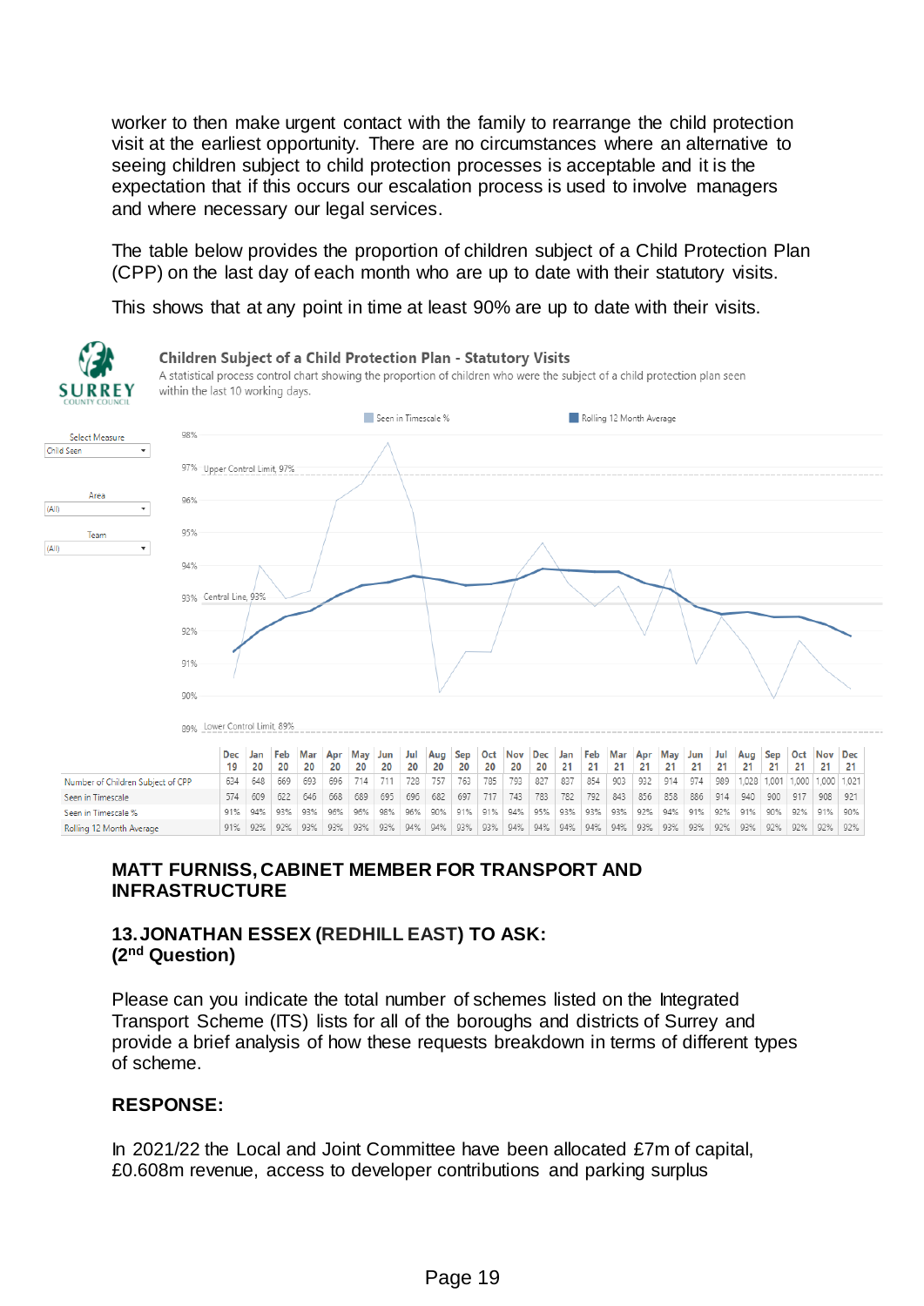worker to then make urgent contact with the family to rearrange the child protection visit at the earliest opportunity. There are no circumstances where an alternative to seeing children subject to child protection processes is acceptable and it is the expectation that if this occurs our escalation process is used to involve managers and where necessary our legal services.

The table below provides the proportion of children subject of a Child Protection Plan (CPP) on the last day of each month who are up to date with their statutory visits.

This shows that at any point in time at least 90% are up to date with their visits.

**Children Subject of a Child Protection Plan - Statutory Visits**

A statistical process control chart showing the proportion of children who were the subject of a child protection plan seen within the last 10 working days.

| | Dec 19 | Jan 20 | Feb 20 | Mar 20 | Apr 20 | May 20 | Jun 20 | Jul 20 | Aug 20 | Sep 20 | Oct 20 | Nov 20 | Dec 20 | Jan 21 | Feb 21 | Mar 21 | Apr 21 | May 21 | Jun 21 | Jul 21 | Aug 21 | Sep 21 | Oct 21 | Nov 21 | Dec 21 |
|---|---|---|---|---|---|---|---|---|---|---|---|---|---|---|---|---|---|---|---|---|---|---|---|---|---|
| Number of Children Subject of CPP | 634 | 648 | 669 | 693 | 696 | 714 | 711 | 728 | 757 | 763 | 785 | 793 | 827 | 837 | 854 | 903 | 932 | 914 | 974 | 989 | 1,028 | 1,001 | 1,000 | 1,000 | 1,021 |
| Seen in Timescale | 574 | 609 | 622 | 646 | 668 | 689 | 695 | 696 | 682 | 697 | 717 | 743 | 783 | 782 | 792 | 843 | 856 | 858 | 886 | 914 | 940 | 900 | 917 | 908 | 921 |
| Seen in Timescale % | 91% | 94% | 93% | 93% | 96% | 96% | 98% | 96% | 90% | 91% | 91% | 94% | 95% | 93% | 93% | 93% | 92% | 94% | 91% | 92% | 91% | 90% | 92% | 91% | 90% |
| Rolling 12 Month Average | 91% | 92% | 92% | 93% | 93% | 93% | 93% | 94% | 94% | 93% | 93% | 94% | 94% | 94% | 94% | 94% | 93% | 93% | 93% | 92% | 93% | 92% | 92% | 92% | 92% |

## MATT FURNISS, CABINET MEMBER FOR TRANSPORT AND INFRASTRUCTURE

### 13. JONATHAN ESSEX (REDHILL EAST) TO ASK: (2nd Question)

Please can you indicate the total number of schemes listed on the Integrated Transport Scheme (ITS) lists for all of the boroughs and districts of Surrey and provide a brief analysis of how these requests breakdown in terms of different types of scheme.

### RESPONSE:

In 2021/22 the Local and Joint Committee have been allocated £7m of capital, £0.608m revenue, access to developer contributions and parking surplus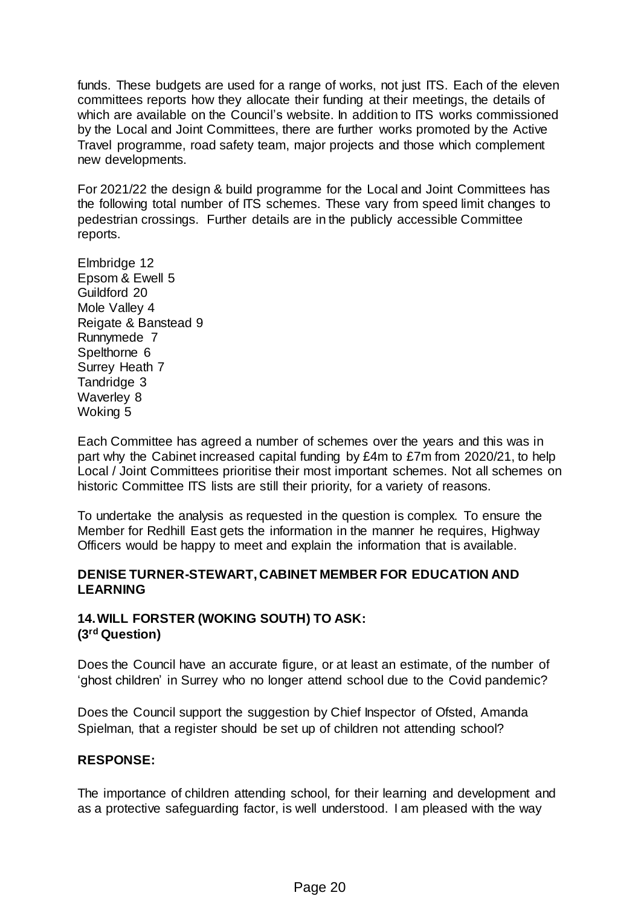funds. These budgets are used for a range of works, not just ITS. Each of the eleven committees reports how they allocate their funding at their meetings, the details of which are available on the Council's website. In addition to ITS works commissioned by the Local and Joint Committees, there are further works promoted by the Active Travel programme, road safety team, major projects and those which complement new developments.

For 2021/22 the design & build programme for the Local and Joint Committees has the following total number of ITS schemes. These vary from speed limit changes to pedestrian crossings. Further details are in the publicly accessible Committee reports.

Elmbridge 12
Epsom & Ewell 5
Guildford 20
Mole Valley 4
Reigate & Banstead 9
Runnymede 7
Spelthorne 6
Surrey Heath 7
Tandridge 3
Waverley 8
Woking 5

Each Committee has agreed a number of schemes over the years and this was in part why the Cabinet increased capital funding by £4m to £7m from 2020/21, to help Local / Joint Committees prioritise their most important schemes. Not all schemes on historic Committee ITS lists are still their priority, for a variety of reasons.

To undertake the analysis as requested in the question is complex. To ensure the Member for Redhill East gets the information in the manner he requires, Highway Officers would be happy to meet and explain the information that is available.

**DENISE TURNER-STEWART, CABINET MEMBER FOR EDUCATION AND LEARNING**

**14. WILL FORSTER (WOKING SOUTH) TO ASK:**
**(3rd Question)**

Does the Council have an accurate figure, or at least an estimate, of the number of 'ghost children' in Surrey who no longer attend school due to the Covid pandemic?

Does the Council support the suggestion by Chief Inspector of Ofsted, Amanda Spielman, that a register should be set up of children not attending school?

**RESPONSE:**

The importance of children attending school, for their learning and development and as a protective safeguarding factor, is well understood. I am pleased with the way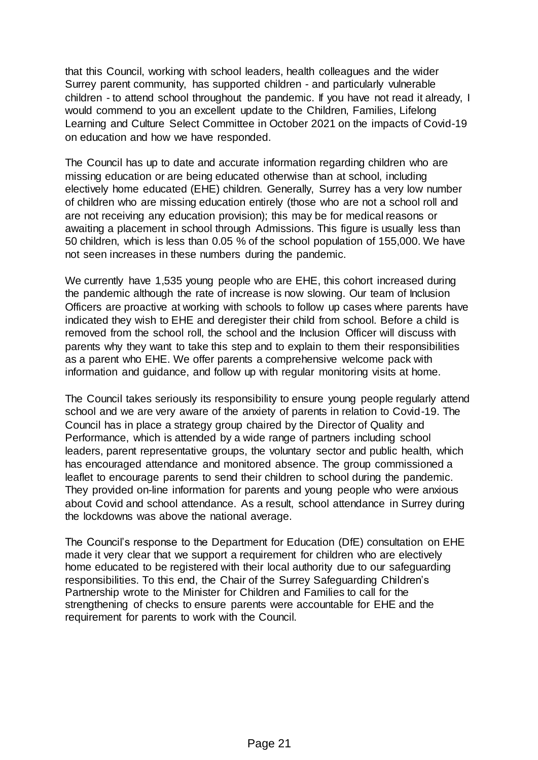that this Council, working with school leaders, health colleagues and the wider Surrey parent community, has supported children - and particularly vulnerable children - to attend school throughout the pandemic. If you have not read it already, I would commend to you an excellent update to the Children, Families, Lifelong Learning and Culture Select Committee in October 2021 on the impacts of Covid-19 on education and how we have responded.

The Council has up to date and accurate information regarding children who are missing education or are being educated otherwise than at school, including electively home educated (EHE) children. Generally, Surrey has a very low number of children who are missing education entirely (those who are not a school roll and are not receiving any education provision); this may be for medical reasons or awaiting a placement in school through Admissions. This figure is usually less than 50 children, which is less than 0.05 % of the school population of 155,000. We have not seen increases in these numbers during the pandemic.

We currently have 1,535 young people who are EHE, this cohort increased during the pandemic although the rate of increase is now slowing. Our team of Inclusion Officers are proactive at working with schools to follow up cases where parents have indicated they wish to EHE and deregister their child from school. Before a child is removed from the school roll, the school and the Inclusion Officer will discuss with parents why they want to take this step and to explain to them their responsibilities as a parent who EHE. We offer parents a comprehensive welcome pack with information and guidance, and follow up with regular monitoring visits at home.

The Council takes seriously its responsibility to ensure young people regularly attend school and we are very aware of the anxiety of parents in relation to Covid-19. The Council has in place a strategy group chaired by the Director of Quality and Performance, which is attended by a wide range of partners including school leaders, parent representative groups, the voluntary sector and public health, which has encouraged attendance and monitored absence. The group commissioned a leaflet to encourage parents to send their children to school during the pandemic. They provided on-line information for parents and young people who were anxious about Covid and school attendance. As a result, school attendance in Surrey during the lockdowns was above the national average.

The Council's response to the Department for Education (DfE) consultation on EHE made it very clear that we support a requirement for children who are electively home educated to be registered with their local authority due to our safeguarding responsibilities. To this end, the Chair of the Surrey Safeguarding Children's Partnership wrote to the Minister for Children and Families to call for the strengthening of checks to ensure parents were accountable for EHE and the requirement for parents to work with the Council.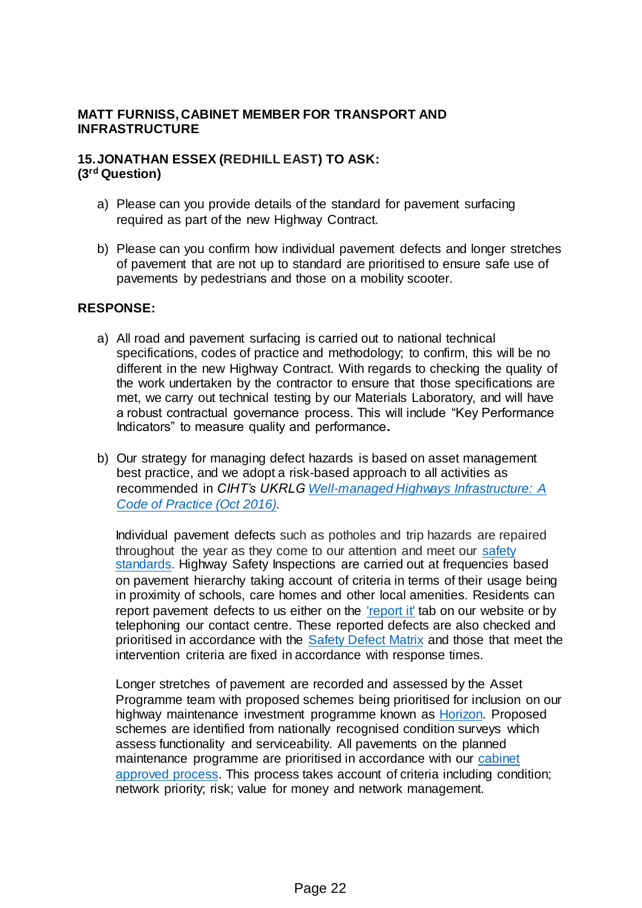**MATT FURNISS, CABINET MEMBER FOR TRANSPORT AND INFRASTRUCTURE**

**15. JONATHAN ESSEX (REDHILL EAST) TO ASK:**
**(3rd Question)**

a) Please can you provide details of the standard for pavement surfacing required as part of the new Highway Contract.

b) Please can you confirm how individual pavement defects and longer stretches of pavement that are not up to standard are prioritised to ensure safe use of pavements by pedestrians and those on a mobility scooter.

**RESPONSE:**

a) All road and pavement surfacing is carried out to national technical specifications, codes of practice and methodology; to confirm, this will be no different in the new Highway Contract. With regards to checking the quality of the work undertaken by the contractor to ensure that those specifications are met, we carry out technical testing by our Materials Laboratory, and will have a robust contractual governance process. This will include "Key Performance Indicators" to measure quality and performance.

b) Our strategy for managing defect hazards is based on asset management best practice, and we adopt a risk-based approach to all activities as recommended in *CIHT's UKRLG* *Well-managed Highways Infrastructure: A Code of Practice (Oct 2016)*.

   Individual pavement defects such as potholes and trip hazards are repaired throughout the year as they come to our attention and meet our safety standards. Highway Safety Inspections are carried out at frequencies based on pavement hierarchy taking account of criteria in terms of their usage being in proximity of schools, care homes and other local amenities. Residents can report pavement defects to us either on the 'report it' tab on our website or by telephoning our contact centre. These reported defects are also checked and prioritised in accordance with the Safety Defect Matrix and those that meet the intervention criteria are fixed in accordance with response times.

   Longer stretches of pavement are recorded and assessed by the Asset Programme team with proposed schemes being prioritised for inclusion on our highway maintenance investment programme known as Horizon. Proposed schemes are identified from nationally recognised condition surveys which assess functionality and serviceability. All pavements on the planned maintenance programme are prioritised in accordance with our cabinet approved process. This process takes account of criteria including condition; network priority; risk; value for money and network management.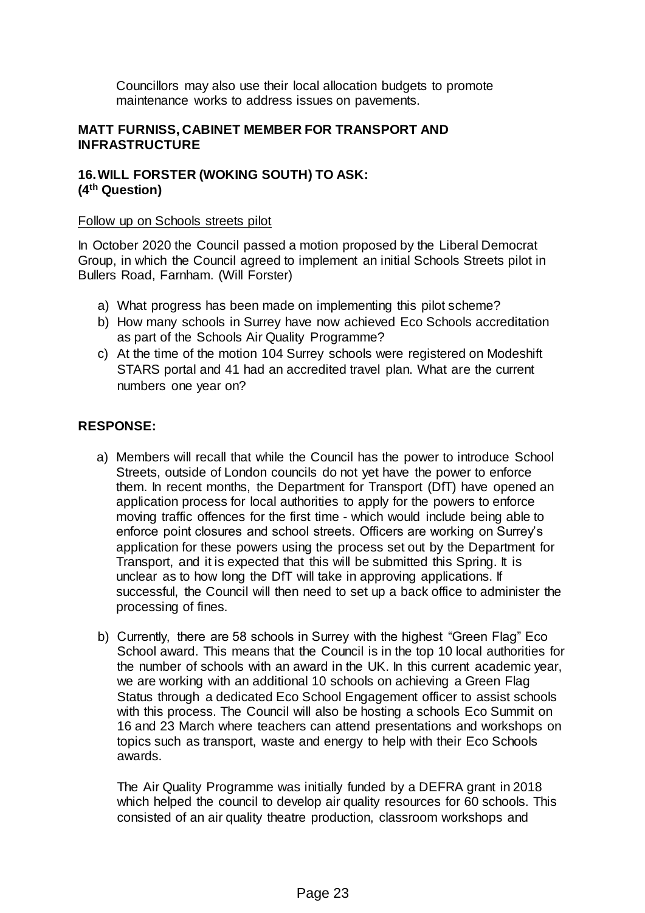Councillors may also use their local allocation budgets to promote maintenance works to address issues on pavements.

**MATT FURNISS, CABINET MEMBER FOR TRANSPORT AND INFRASTRUCTURE**

**16. WILL FORSTER (WOKING SOUTH) TO ASK:**
**(4th Question)**

Follow up on Schools streets pilot

In October 2020 the Council passed a motion proposed by the Liberal Democrat Group, in which the Council agreed to implement an initial Schools Streets pilot in Bullers Road, Farnham. (Will Forster)

a) What progress has been made on implementing this pilot scheme?
b) How many schools in Surrey have now achieved Eco Schools accreditation as part of the Schools Air Quality Programme?
c) At the time of the motion 104 Surrey schools were registered on Modeshift STARS portal and 41 had an accredited travel plan. What are the current numbers one year on?

**RESPONSE:**

a) Members will recall that while the Council has the power to introduce School Streets, outside of London councils do not yet have the power to enforce them. In recent months, the Department for Transport (DfT) have opened an application process for local authorities to apply for the powers to enforce moving traffic offences for the first time - which would include being able to enforce point closures and school streets. Officers are working on Surrey's application for these powers using the process set out by the Department for Transport, and it is expected that this will be submitted this Spring. It is unclear as to how long the DfT will take in approving applications. If successful, the Council will then need to set up a back office to administer the processing of fines.

b) Currently, there are 58 schools in Surrey with the highest "Green Flag" Eco School award. This means that the Council is in the top 10 local authorities for the number of schools with an award in the UK. In this current academic year, we are working with an additional 10 schools on achieving a Green Flag Status through a dedicated Eco School Engagement officer to assist schools with this process. The Council will also be hosting a schools Eco Summit on 16 and 23 March where teachers can attend presentations and workshops on topics such as transport, waste and energy to help with their Eco Schools awards.

   The Air Quality Programme was initially funded by a DEFRA grant in 2018 which helped the council to develop air quality resources for 60 schools. This consisted of an air quality theatre production, classroom workshops and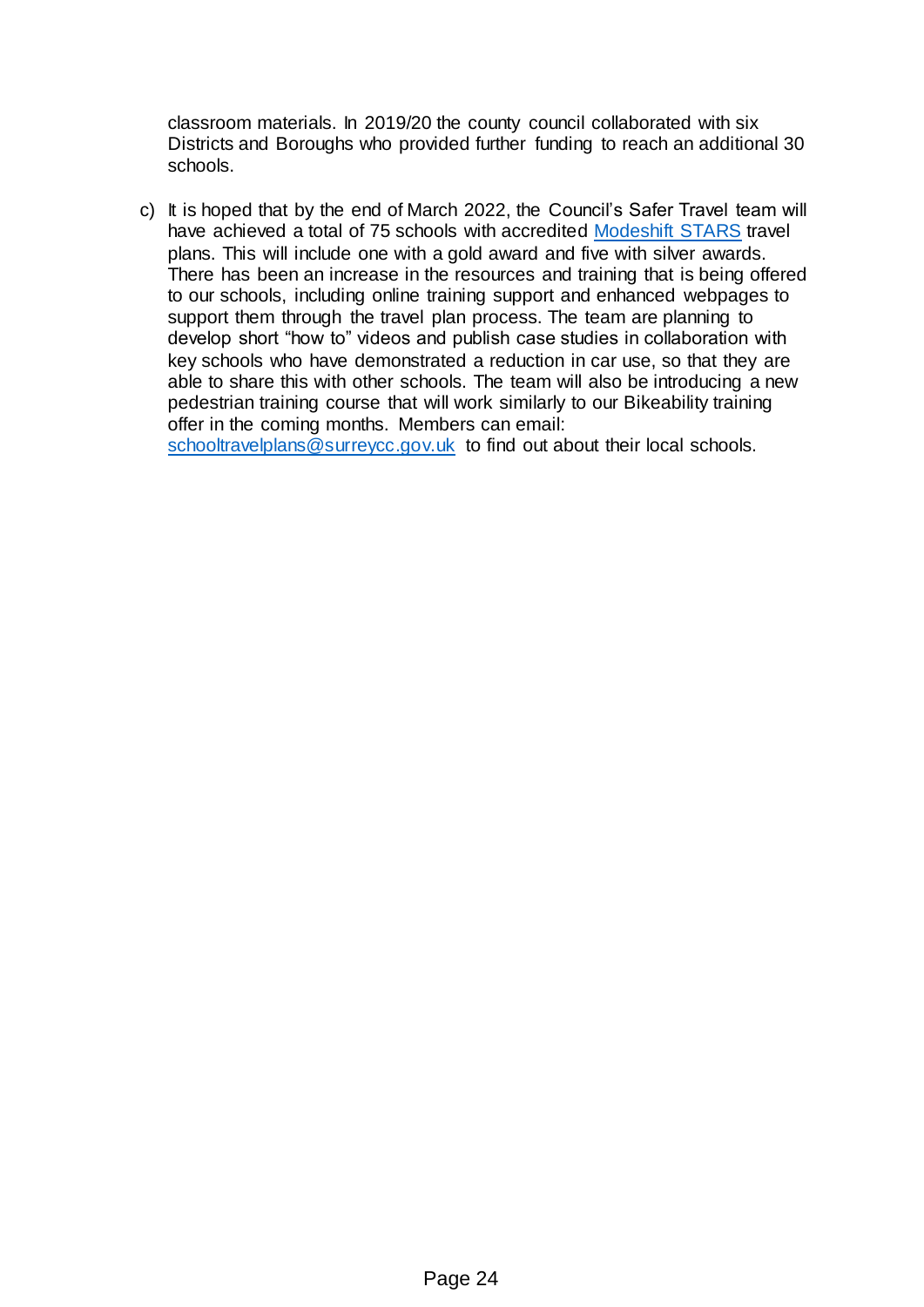classroom materials. In 2019/20 the county council collaborated with six Districts and Boroughs who provided further funding to reach an additional 30 schools.

c) It is hoped that by the end of March 2022, the Council's Safer Travel team will have achieved a total of 75 schools with accredited [Modeshift STARS](#) travel plans. This will include one with a gold award and five with silver awards. There has been an increase in the resources and training that is being offered to our schools, including online training support and enhanced webpages to support them through the travel plan process. The team are planning to develop short "how to" videos and publish case studies in collaboration with key schools who have demonstrated a reduction in car use, so that they are able to share this with other schools. The team will also be introducing a new pedestrian training course that will work similarly to our Bikeability training offer in the coming months. Members can email: [schooltravelplans@surreycc.gov.uk](mailto:schooltravelplans@surreycc.gov.uk) to find out about their local schools.